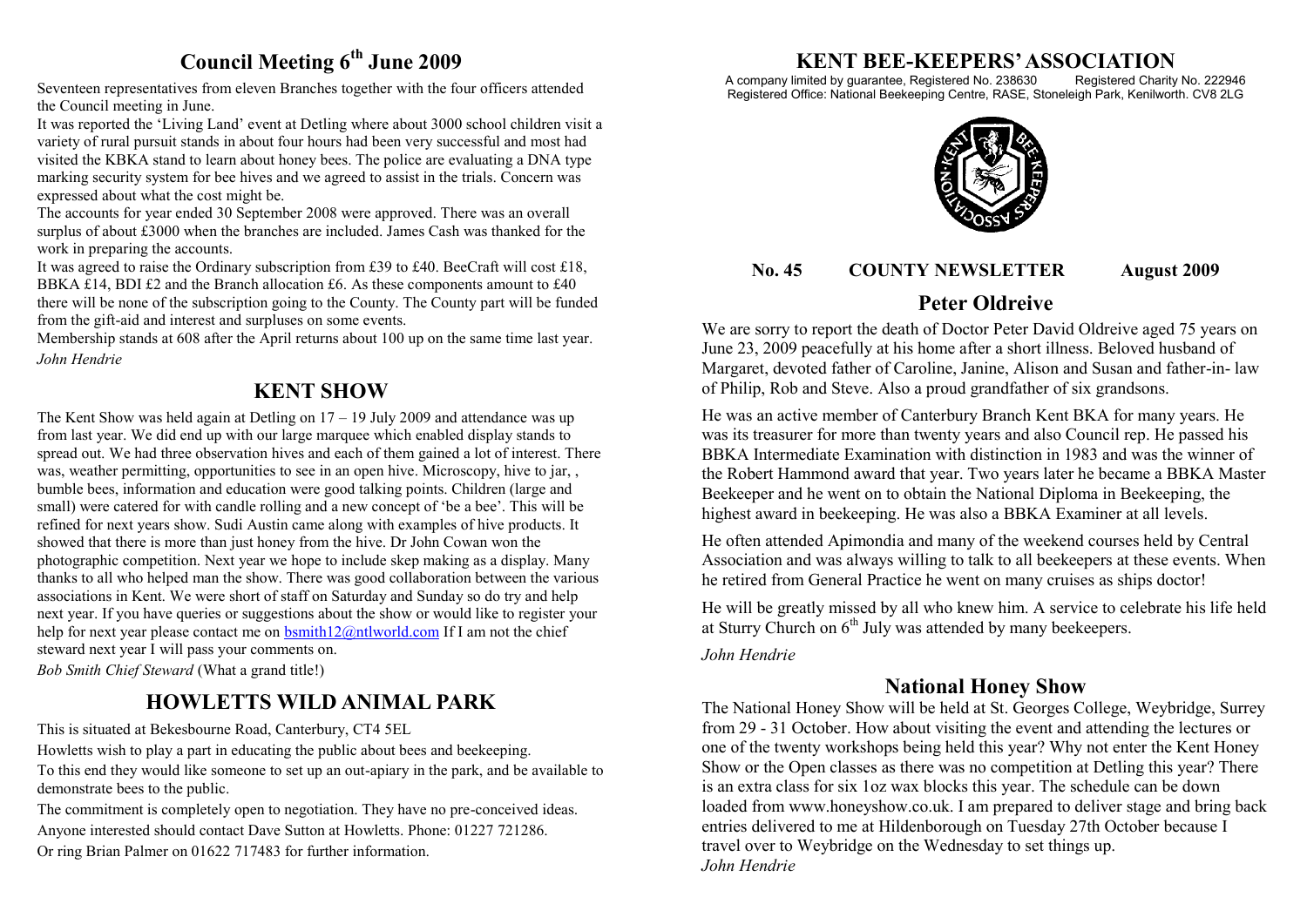# Council Meeting 6th June 2009

Seventeen representatives from eleven Branches together with the four officers attended the Council meeting in June.

It was reported the 'Living Land' event at Detling where about 3000 school children visit a variety of rural pursuit stands in about four hours had been very successful and most had visited the KBKA stand to learn about honey bees. The police are evaluating a DNA type marking security system for bee hives and we agreed to assist in the trials. Concern was expressed about what the cost might be.

The accounts for year ended 30 September 2008 were approved. There was an overall surplus of about £3000 when the branches are included. James Cash was thanked for the work in preparing the accounts.

It was agreed to raise the Ordinary subscription from £39 to £40. BeeCraft will cost £18, BBKA £14, BDI £2 and the Branch allocation £6. As these components amount to £40 there will be none of the subscription going to the County. The County part will be funded from the gift-aid and interest and surpluses on some events.

Membership stands at 608 after the April returns about 100 up on the same time last year.

*John Hendrie*

## KENT SHOW

The Kent Show was held again at Detling on 17 – 19 July 2009 and attendance was up from last year. We did end up with our large marquee which enabled display stands to spread out. We had three observation hives and each of them gained a lot of interest. There was, weather permitting, opportunities to see in an open hive. Microscopy, hive to jar, , bumble bees, information and education were good talking points. Children (large and small) were catered for with candle rolling and a new concept of 'be a bee'. This will be refined for next years show. Sudi Austin came along with examples of hive products. It showed that there is more than just honey from the hive. Dr John Cowan won the photographic competition. Next year we hope to include skep making as a display. Many thanks to all who helped man the show. There was good collaboration between the various associations in Kent. We were short of staff on Saturday and Sunday so do try and help next year. If you have queries or suggestions about the show or would like to register your help for next year please contact me on bsmith12@ntlworld.com If I am not the chief steward next year I will pass your comments on.

*Bob Smith Chief Steward* (What a grand title!)

## HOWLETTS WILD ANIMAL PARK

This is situated at Bekesbourne Road, Canterbury, CT4 5EL

Howletts wish to play a part in educating the public about bees and beekeeping.

To this end they would like someone to set up an out-apiary in the park, and be available to demonstrate bees to the public.

The commitment is completely open to negotiation. They have no pre-conceived ideas.

Anyone interested should contact Dave Sutton at Howletts. Phone: 01227 721286.

Or ring Brian Palmer on 01622 717483 for further information.

# KENT BEE-KEEPERS' ASSOCIATION

A company limited by guarantee, Registered No. 238630 Registered Charity No. 222946
Registered Office: National Beekeeping Centre, RASE, Stoneleigh Park, Kenilworth. CV8 2LG

**No. 45 COUNTY NEWSLETTER August 2009**

## Peter Oldreive

We are sorry to report the death of Doctor Peter David Oldreive aged 75 years on June 23, 2009 peacefully at his home after a short illness. Beloved husband of Margaret, devoted father of Caroline, Janine, Alison and Susan and father-in- law of Philip, Rob and Steve. Also a proud grandfather of six grandsons.

He was an active member of Canterbury Branch Kent BKA for many years. He was its treasurer for more than twenty years and also Council rep. He passed his BBKA Intermediate Examination with distinction in 1983 and was the winner of the Robert Hammond award that year. Two years later he became a BBKA Master Beekeeper and he went on to obtain the National Diploma in Beekeeping, the highest award in beekeeping. He was also a BBKA Examiner at all levels.

He often attended Apimondia and many of the weekend courses held by Central Association and was always willing to talk to all beekeepers at these events. When he retired from General Practice he went on many cruises as ships doctor!

He will be greatly missed by all who knew him. A service to celebrate his life held at Sturry Church on 6th July was attended by many beekeepers.

*John Hendrie*

## National Honey Show

The National Honey Show will be held at St. Georges College, Weybridge, Surrey from 29 - 31 October. How about visiting the event and attending the lectures or one of the twenty workshops being held this year? Why not enter the Kent Honey Show or the Open classes as there was no competition at Detling this year? There is an extra class for six 1oz wax blocks this year. The schedule can be down loaded from www.honeyshow.co.uk. I am prepared to deliver stage and bring back entries delivered to me at Hildenborough on Tuesday 27th October because I travel over to Weybridge on the Wednesday to set things up.

*John Hendrie*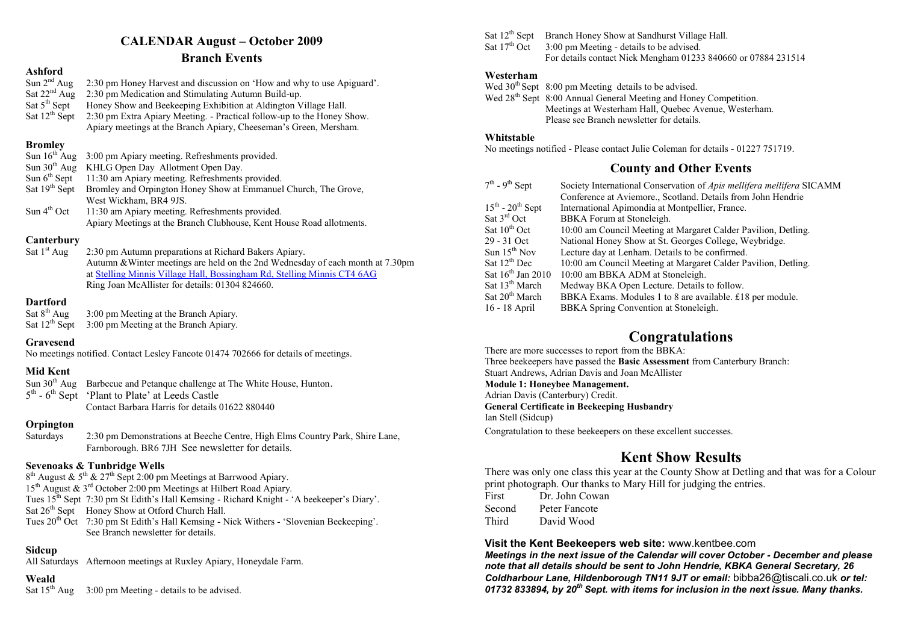# CALENDAR August – October 2009

## Branch Events

### Ashford

Sun 2nd Aug 2:30 pm Honey Harvest and discussion on 'How and why to use Apiguard'.
Sat 22nd Aug 2:30 pm Medication and Stimulating Autumn Build-up.
Sat 5th Sept Honey Show and Beekeeping Exhibition at Aldington Village Hall.
Sat 12th Sept 2:30 pm Extra Apiary Meeting. - Practical follow-up to the Honey Show.
Apiary meetings at the Branch Apiary, Cheeseman's Green, Mersham.

### Bromley

Sun 16th Aug 3:00 pm Apiary meeting. Refreshments provided.
Sun 30th Aug KHLG Open Day Allotment Open Day.
Sun 6th Sept 11:30 am Apiary meeting. Refreshments provided.
Sat 19th Sept Bromley and Orpington Honey Show at Emmanuel Church, The Grove, West Wickham, BR4 9JS.
Sun 4th Oct 11:30 am Apiary meeting. Refreshments provided.
Apiary Meetings at the Branch Clubhouse, Kent House Road allotments.

### Canterbury

Sat 1st Aug 2:30 pm Autumn preparations at Richard Bakers Apiary.
Autumn &Winter meetings are held on the 2nd Wednesday of each month at 7.30pm at Stelling Minnis Village Hall, Bossingham Rd, Stelling Minnis CT4 6AG
Ring Joan McAllister for details: 01304 824660.

### Dartford

Sat 8th Aug 3:00 pm Meeting at the Branch Apiary.
Sat 12th Sept 3:00 pm Meeting at the Branch Apiary.

### Gravesend

No meetings notified. Contact Lesley Fancote 01474 702666 for details of meetings.

### Mid Kent

Sun 30th Aug Barbecue and Petanque challenge at The White House, Hunton.
5th - 6th Sept 'Plant to Plate' at Leeds Castle
Contact Barbara Harris for details 01622 880440

### Orpington

Saturdays 2:30 pm Demonstrations at Beeche Centre, High Elms Country Park, Shire Lane, Farnborough. BR6 7JH See newsletter for details.

### Sevenoaks & Tunbridge Wells

8th August & 5th & 27th Sept 2:00 pm Meetings at Barrwood Apiary.
15th August & 3rd October 2:00 pm Meetings at Hilbert Road Apiary.
Tues 15th Sept 7:30 pm St Edith's Hall Kemsing - Richard Knight - 'A beekeeper's Diary'.
Sat 26th Sept Honey Show at Otford Church Hall.
Tues 20th Oct 7:30 pm St Edith's Hall Kemsing - Nick Withers - 'Slovenian Beekeeping'.
See Branch newsletter for details.

### Sidcup

All Saturdays Afternoon meetings at Ruxley Apiary, Honeydale Farm.

### Weald

Sat 15th Aug 3:00 pm Meeting - details to be advised.
Sat 12th Sept Branch Honey Show at Sandhurst Village Hall.
Sat 17th Oct 3:00 pm Meeting - details to be advised.
For details contact Nick Mengham 01233 840660 or 07884 231514

### Westerham

Wed 30th Sept 8:00 pm Meeting details to be advised.
Wed 28th Sept 8:00 Annual General Meeting and Honey Competition.
Meetings at Westerham Hall, Quebec Avenue, Westerham.
Please see Branch newsletter for details.

### Whitstable

No meetings notified - Please contact Julie Coleman for details - 01227 751719.

## County and Other Events

| | |
|---|---|
| 7th - 9th Sept | Society International Conservation of *Apis mellifera mellifera* SICAMM Conference at Aviemore., Scotland. Details from John Hendrie |
| 15th - 20th Sept | International Apimondia at Montpellier, France. |
| Sat 3rd Oct | BBKA Forum at Stoneleigh. |
| Sat 10th Oct | 10:00 am Council Meeting at Margaret Calder Pavilion, Detling. |
| 29 - 31 Oct | National Honey Show at St. Georges College, Weybridge. |
| Sun 15th Nov | Lecture day at Lenham. Details to be confirmed. |
| Sat 12th Dec | 10:00 am Council Meeting at Margaret Calder Pavilion, Detling. |
| Sat 16th Jan 2010 | 10:00 am BBKA ADM at Stoneleigh. |
| Sat 13th March | Medway BKA Open Lecture. Details to follow. |
| Sat 20th March | BBKA Exams. Modules 1 to 8 are available. £18 per module. |
| 16 - 18 April | BBKA Spring Convention at Stoneleigh. |

# Congratulations

There are more successes to report from the BBKA:
Three beekeepers have passed the **Basic Assessment** from Canterbury Branch:
Stuart Andrews, Adrian Davis and Joan McAllister

**Module 1: Honeybee Management.**
Adrian Davis (Canterbury) Credit.

**General Certificate in Beekeeping Husbandry**
Ian Stell (Sidcup)

Congratulation to these beekeepers on these excellent successes.

# Kent Show Results

There was only one class this year at the County Show at Detling and that was for a Colour print photograph. Our thanks to Mary Hill for judging the entries.

| | |
|---|---|
| First | Dr. John Cowan |
| Second | Peter Fancote |
| Third | David Wood |

**Visit the Kent Beekeepers web site:** www.kentbee.com

***Meetings in the next issue of the Calendar will cover October - December and please note that all details should be sent to John Hendrie, KBKA General Secretary, 26 Coldharbour Lane, Hildenborough TN11 9JT or email:*** bibba26@tiscali.co.uk ***or tel: 01732 833894, by 20th Sept. with items for inclusion in the next issue. Many thanks.***